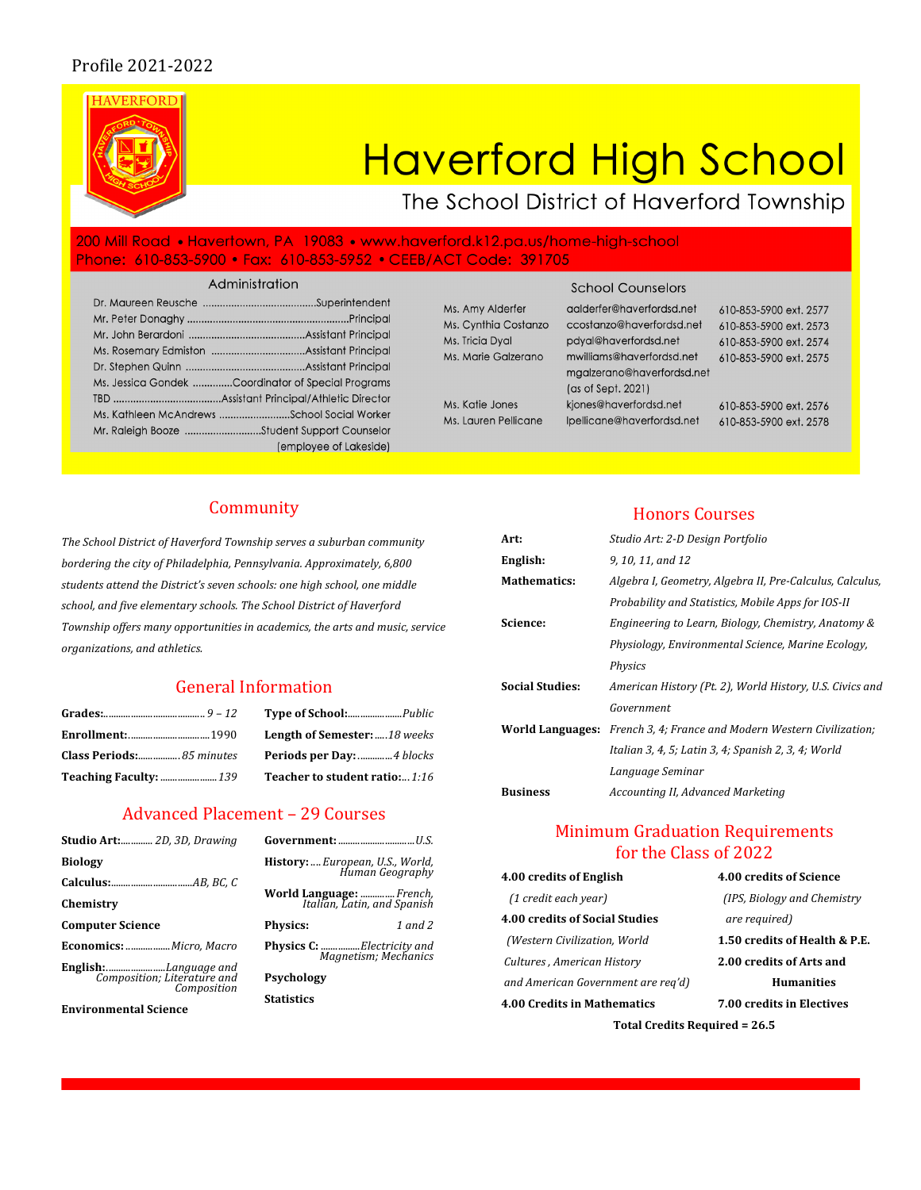Profile 2021-2022

# Haverford High School

## The School District of Haverford Township

200 Mill Road • Havertown, PA 19083 • www.haverford.k12.pa.us/home-high-school
Phone: 610-853-5900 • Fax: 610-853-5952 • CEEB/ACT Code: 391705

### Administration

| Name | Title |
|---|---|
| Dr. Maureen Reusche | Superintendent |
| Mr. Peter Donaghy | Principal |
| Mr. John Berardoni | Assistant Principal |
| Ms. Rosemary Edmiston | Assistant Principal |
| Dr. Stephen Quinn | Assistant Principal |
| Ms. Jessica Gondek | Coordinator of Special Programs |
| TBD | Assistant Principal/Athletic Director |
| Ms. Kathleen McAndrews | School Social Worker |
| Mr. Raleigh Booze | Student Support Counselor (employee of Lakeside) |

### School Counselors

| Name | Email | Phone |
|---|---|---|
| Ms. Amy Alderfer | aalderfer@haverfordsd.net | 610-853-5900 ext. 2577 |
| Ms. Cynthia Costanzo | ccostanzo@haverfordsd.net | 610-853-5900 ext. 2573 |
| Ms. Tricia Dyal | pdyal@haverfordsd.net | 610-853-5900 ext. 2574 |
| Ms. Marie Galzerano | mwilliams@haverfordsd.net mgalzerano@haverfordsd.net (as of Sept. 2021) | 610-853-5900 ext. 2575 |
| Ms. Katie Jones | kjones@haverfordsd.net | 610-853-5900 ext. 2576 |
| Ms. Lauren Pellicane | lpellicane@haverfordsd.net | 610-853-5900 ext. 2578 |

## Community

*The School District of Haverford Township serves a suburban community bordering the city of Philadelphia, Pennsylvania. Approximately, 6,800 students attend the District's seven schools: one high school, one middle school, and five elementary schools. The School District of Haverford Township offers many opportunities in academics, the arts and music, service organizations, and athletics.*

## General Information

| | | | |
|---|---|---|---|
| **Grades:** | *9 – 12* | **Type of School:** | *Public* |
| **Enrollment:** | 1990 | **Length of Semester:** | *18 weeks* |
| **Class Periods:** | *85 minutes* | **Periods per Day:** | *4 blocks* |
| **Teaching Faculty:** | *139* | **Teacher to student ratio:** | *1:16* |

## Advanced Placement – 29 Courses

- **Studio Art:** *2D, 3D, Drawing*
- **Biology**
- **Calculus:** *AB, BC, C*
- **Chemistry**
- **Computer Science**
- **Economics:** *Micro, Macro*
- **English:** *Language and Composition; Literature and Composition*
- **Environmental Science**
- **Government:** *U.S.*
- **History:** *European, U.S., World, Human Geography*
- **World Language:** *French, Italian, Latin, and Spanish*
- **Physics:** *1 and 2*
- **Physics C:** *Electricity and Magnetism; Mechanics*
- **Psychology**
- **Statistics**

## Honors Courses

| | |
|---|---|
| **Art:** | *Studio Art: 2-D Design Portfolio* |
| **English:** | *9, 10, 11, and 12* |
| **Mathematics:** | *Algebra I, Geometry, Algebra II, Pre-Calculus, Calculus, Probability and Statistics, Mobile Apps for IOS-II* |
| **Science:** | *Engineering to Learn, Biology, Chemistry, Anatomy & Physiology, Environmental Science, Marine Ecology, Physics* |
| **Social Studies:** | *American History (Pt. 2), World History, U.S. Civics and Government* |
| **World Languages:** | *French 3, 4; France and Modern Western Civilization; Italian 3, 4, 5; Latin 3, 4; Spanish 2, 3, 4; World Language Seminar* |
| **Business** | *Accounting II, Advanced Marketing* |

## Minimum Graduation Requirements for the Class of 2022

- **4.00 credits of English** *(1 credit each year)*
- **4.00 credits of Social Studies** *(Western Civilization, World Cultures, American History and American Government are req'd)*
- **4.00 Credits in Mathematics**
- **4.00 credits of Science** *(IPS, Biology and Chemistry are required)*
- **1.50 credits of Health & P.E.**
- **2.00 credits of Arts and Humanities**
- **7.00 credits in Electives**

**Total Credits Required = 26.5**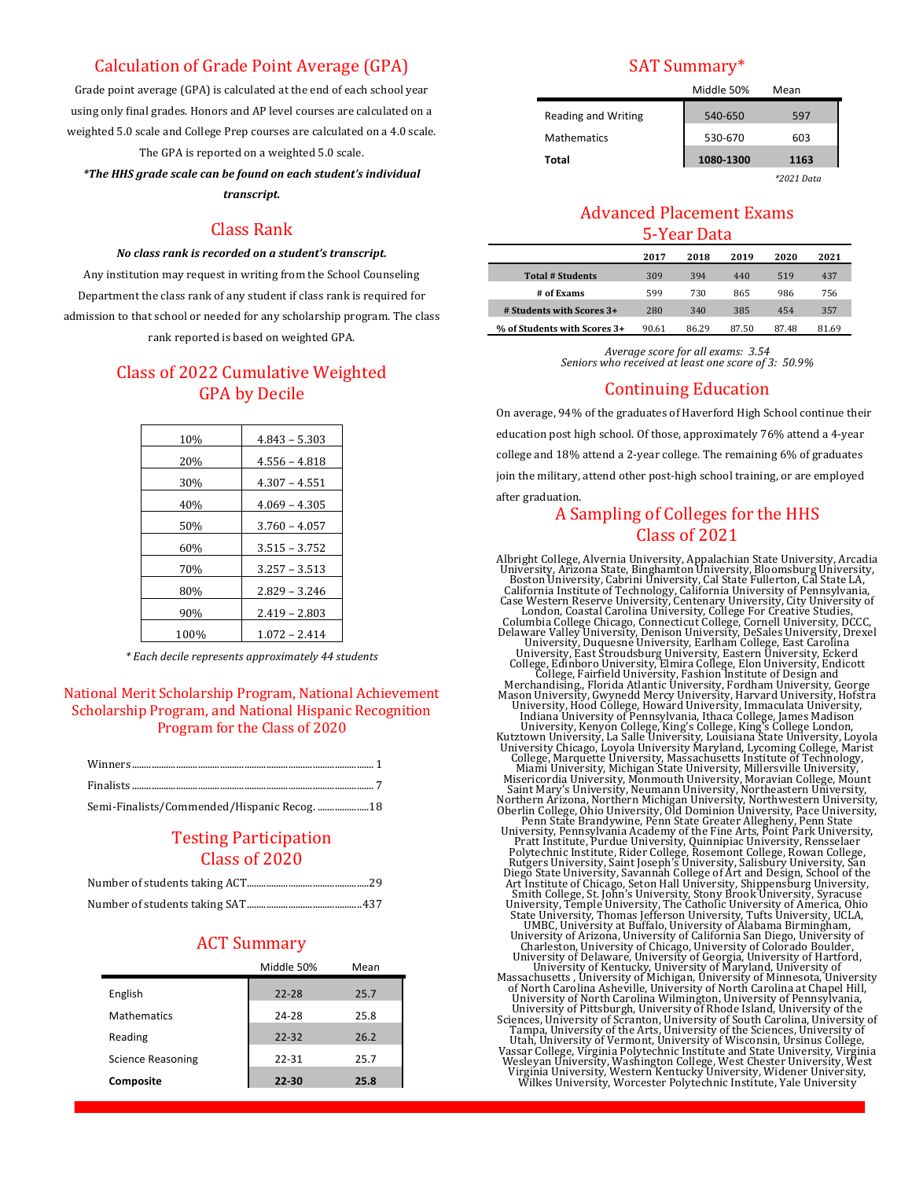## Calculation of Grade Point Average (GPA)

Grade point average (GPA) is calculated at the end of each school year using only final grades. Honors and AP level courses are calculated on a weighted 5.0 scale and College Prep courses are calculated on a 4.0 scale. The GPA is reported on a weighted 5.0 scale.

***The HHS grade scale can be found on each student's individual transcript.***

## Class Rank

***No class rank is recorded on a student's transcript.***

Any institution may request in writing from the School Counseling Department the class rank of any student if class rank is required for admission to that school or needed for any scholarship program. The class rank reported is based on weighted GPA.

## Class of 2022 Cumulative Weighted GPA by Decile

| | |
|---|---|
| 10% | 4.843 – 5.303 |
| 20% | 4.556 – 4.818 |
| 30% | 4.307 – 4.551 |
| 40% | 4.069 – 4.305 |
| 50% | 3.760 – 4.057 |
| 60% | 3.515 – 3.752 |
| 70% | 3.257 – 3.513 |
| 80% | 2.829 – 3.246 |
| 90% | 2.419 – 2.803 |
| 100% | 1.072 – 2.414 |

*\* Each decile represents approximately 44 students*

## National Merit Scholarship Program, National Achievement Scholarship Program, and National Hispanic Recognition Program for the Class of 2020

Winners ........ 1
Finalists ........ 7
Semi-Finalists/Commended/Hispanic Recog. ........ 18

## Testing Participation Class of 2020

Number of students taking ACT ........ 29
Number of students taking SAT ........ 437

## ACT Summary

| | Middle 50% | Mean |
|---|---|---|
| English | 22-28 | 25.7 |
| Mathematics | 24-28 | 25.8 |
| Reading | 22-32 | 26.2 |
| Science Reasoning | 22-31 | 25.7 |
| **Composite** | **22-30** | **25.8** |

## SAT Summary*

| | Middle 50% | Mean |
|---|---|---|
| Reading and Writing | 540-650 | 597 |
| Mathematics | 530-670 | 603 |
| **Total** | **1080-1300** | **1163** |

*\*2021 Data*

## Advanced Placement Exams 5-Year Data

| | 2017 | 2018 | 2019 | 2020 | 2021 |
|---|---|---|---|---|---|
| Total # Students | 309 | 394 | 440 | 519 | 437 |
| # of Exams | 599 | 730 | 865 | 986 | 756 |
| # Students with Scores 3+ | 280 | 340 | 385 | 454 | 357 |
| % of Students with Scores 3+ | 90.61 | 86.29 | 87.50 | 87.48 | 81.69 |

*Average score for all exams: 3.54*
*Seniors who received at least one score of 3: 50.9%*

## Continuing Education

On average, 94% of the graduates of Haverford High School continue their education post high school. Of those, approximately 76% attend a 4-year college and 18% attend a 2-year college. The remaining 6% of graduates join the military, attend other post-high school training, or are employed after graduation.

## A Sampling of Colleges for the HHS Class of 2021

Albright College, Alvernia University, Appalachian State University, Arcadia University, Arizona State, Binghamton University, Bloomsburg University, Boston University, Cabrini University, Cal State Fullerton, Cal State LA, California Institute of Technology, California University of Pennsylvania, Case Western Reserve University, Centenary University, City University of London, Coastal Carolina University, College For Creative Studies, Columbia College Chicago, Connecticut College, Cornell University, DCCC, Delaware Valley University, Denison University, DeSales University, Drexel University, Duquesne University, Earlham College, East Carolina University, East Stroudsburg University, Eastern University, Eckerd College, Edinboro University, Elmira College, Elon University, Endicott College, Fairfield University, Fashion Institute of Design and Merchandising, Florida Atlantic University, Fordham University, George Mason University, Gwynedd Mercy University, Harvard University, Hofstra University, Hood College, Howard University, Immaculata University, Indiana University of Pennsylvania, Ithaca College, James Madison University, Kenyon College, King's College, King's College London, Kutztown University, La Salle University, Louisiana State University, Loyola University Chicago, Loyola University Maryland, Lycoming College, Marist College, Marquette University, Massachusetts Institute of Technology, Miami University, Michigan State University, Millersville University, Misericordia University, Monmouth University, Moravian College, Mount Saint Mary's University, Neumann University, Northeastern University, Northern Arizona, Northern Michigan University, Northwestern University, Oberlin College, Ohio University, Old Dominion University, Pace University, Penn State Brandywine, Penn State Greater Allegheny, Penn State University, Pennsylvania Academy of the Fine Arts, Point Park University, Pratt Institute, Purdue University, Quinnipiac University, Rensselaer Polytechnic Institute, Rider College, Rosemont College, Rowan College, Rutgers University, Saint Joseph's University, Salisbury University, San Diego State University, Savannah College of Art and Design, School of the Art Institute of Chicago, Seton Hall University, Shippensburg University, Smith College, St. John's University, Stony Brook University, Syracuse University, Temple University, The Catholic University of America, Ohio State University, Thomas Jefferson University, Tufts University, UCLA, UMBC, University at Buffalo, University of Alabama Birmingham, University of Arizona, University of California San Diego, University of Charleston, University of Chicago, University of Colorado Boulder, University of Delaware, University of Georgia, University of Hartford, University of Kentucky, University of Maryland, University of Massachusetts , University of Michigan, University of Minnesota, University of North Carolina Asheville, University of North Carolina at Chapel Hill, University of North Carolina Wilmington, University of Pennsylvania, University of Pittsburgh, University of Rhode Island, University of the Sciences, University of Scranton, University of South Carolina, University of Tampa, University of the Arts, University of the Sciences, University of Utah, University of Vermont, University of Wisconsin, Ursinus College, Vassar College, Virginia Polytechnic Institute and State University, Virginia Wesleyan University, Washington College, West Chester University, West Virginia University, Western Kentucky University, Widener University, Wilkes University, Worcester Polytechnic Institute, Yale University